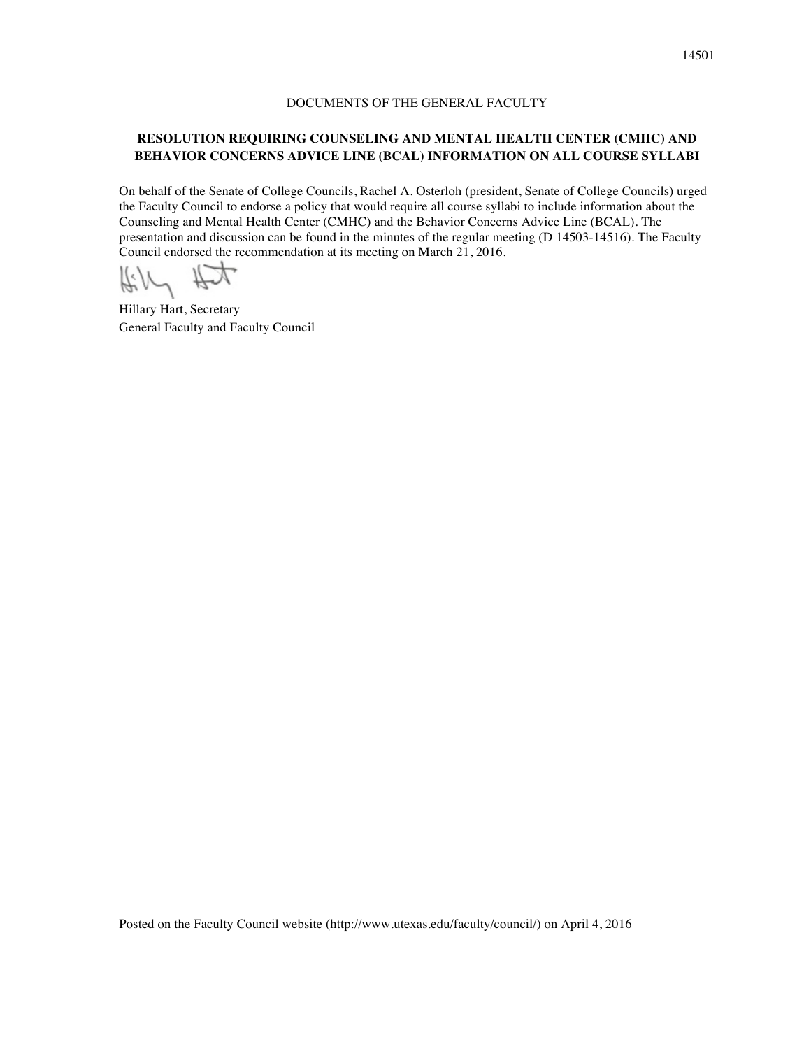DOCUMENTS OF THE GENERAL FACULTY

**RESOLUTION REQUIRING COUNSELING AND MENTAL HEALTH CENTER (CMHC) AND BEHAVIOR CONCERNS ADVICE LINE (BCAL) INFORMATION ON ALL COURSE SYLLABI**

On behalf of the Senate of College Councils, Rachel A. Osterloh (president, Senate of College Councils) urged the Faculty Council to endorse a policy that would require all course syllabi to include information about the Counseling and Mental Health Center (CMHC) and the Behavior Concerns Advice Line (BCAL). The presentation and discussion can be found in the minutes of the regular meeting (D 14503-14516). The Faculty Council endorsed the recommendation at its meeting on March 21, 2016.

Hillary Hart, Secretary
General Faculty and Faculty Council

Posted on the Faculty Council website (http://www.utexas.edu/faculty/council/) on April 4, 2016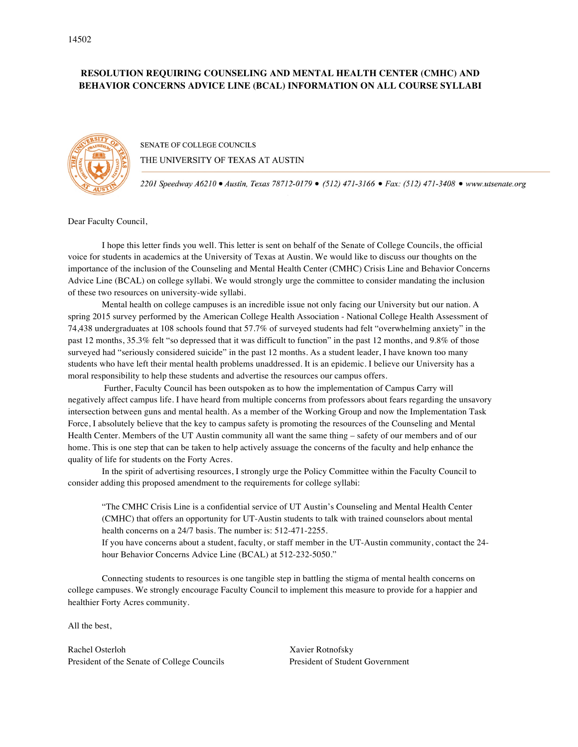14502

# RESOLUTION REQUIRING COUNSELING AND MENTAL HEALTH CENTER (CMHC) AND BEHAVIOR CONCERNS ADVICE LINE (BCAL) INFORMATION ON ALL COURSE SYLLABI

SENATE OF COLLEGE COUNCILS
THE UNIVERSITY OF TEXAS AT AUSTIN

*2201 Speedway A6210 • Austin, Texas 78712-0179 • (512) 471-3166 • Fax: (512) 471-3408 • www.utsenate.org*

Dear Faculty Council,

I hope this letter finds you well. This letter is sent on behalf of the Senate of College Councils, the official voice for students in academics at the University of Texas at Austin. We would like to discuss our thoughts on the importance of the inclusion of the Counseling and Mental Health Center (CMHC) Crisis Line and Behavior Concerns Advice Line (BCAL) on college syllabi. We would strongly urge the committee to consider mandating the inclusion of these two resources on university-wide syllabi.

Mental health on college campuses is an incredible issue not only facing our University but our nation. A spring 2015 survey performed by the American College Health Association - National College Health Assessment of 74,438 undergraduates at 108 schools found that 57.7% of surveyed students had felt "overwhelming anxiety" in the past 12 months, 35.3% felt "so depressed that it was difficult to function" in the past 12 months, and 9.8% of those surveyed had "seriously considered suicide" in the past 12 months. As a student leader, I have known too many students who have left their mental health problems unaddressed. It is an epidemic. I believe our University has a moral responsibility to help these students and advertise the resources our campus offers.

Further, Faculty Council has been outspoken as to how the implementation of Campus Carry will negatively affect campus life. I have heard from multiple concerns from professors about fears regarding the unsavory intersection between guns and mental health. As a member of the Working Group and now the Implementation Task Force, I absolutely believe that the key to campus safety is promoting the resources of the Counseling and Mental Health Center. Members of the UT Austin community all want the same thing – safety of our members and of our home. This is one step that can be taken to help actively assuage the concerns of the faculty and help enhance the quality of life for students on the Forty Acres.

In the spirit of advertising resources, I strongly urge the Policy Committee within the Faculty Council to consider adding this proposed amendment to the requirements for college syllabi:

> "The CMHC Crisis Line is a confidential service of UT Austin's Counseling and Mental Health Center (CMHC) that offers an opportunity for UT-Austin students to talk with trained counselors about mental health concerns on a 24/7 basis. The number is: 512-471-2255.
> If you have concerns about a student, faculty, or staff member in the UT-Austin community, contact the 24-hour Behavior Concerns Advice Line (BCAL) at 512-232-5050."

Connecting students to resources is one tangible step in battling the stigma of mental health concerns on college campuses. We strongly encourage Faculty Council to implement this measure to provide for a happier and healthier Forty Acres community.

All the best,

Rachel Osterloh
President of the Senate of College Councils

Xavier Rotnofsky
President of Student Government